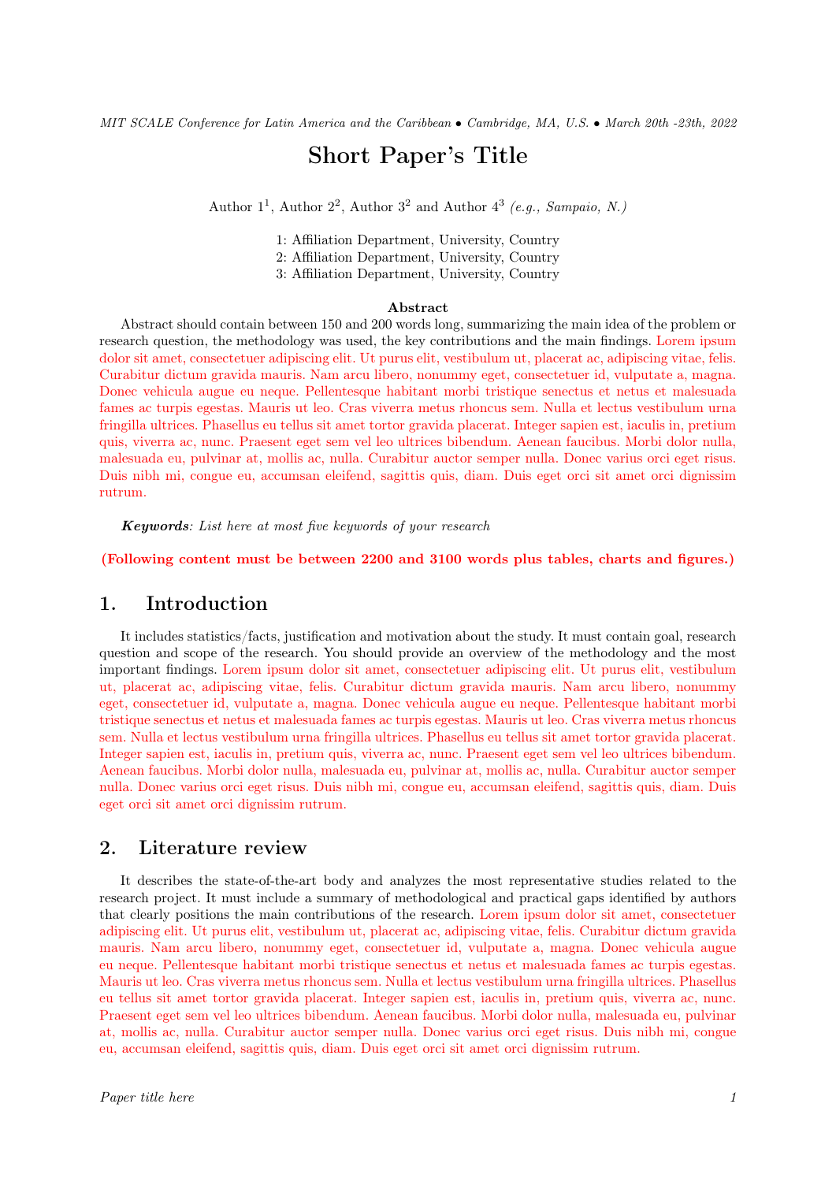*MIT SCALE Conference for Latin America and the Caribbean • Cambridge, MA, U.S. • March 20th -23th, 2022*

# Short Paper's Title

Author 1[1], Author 2[2], Author 3[2] and Author 4[3] *(e.g., Sampaio, N.)*

1: Affiliation Department, University, Country
2: Affiliation Department, University, Country
3: Affiliation Department, University, Country

**Abstract**

Abstract should contain between 150 and 200 words long, summarizing the main idea of the problem or research question, the methodology was used, the key contributions and the main findings. Lorem ipsum dolor sit amet, consectetuer adipiscing elit. Ut purus elit, vestibulum ut, placerat ac, adipiscing vitae, felis. Curabitur dictum gravida mauris. Nam arcu libero, nonummy eget, consectetuer id, vulputate a, magna. Donec vehicula augue eu neque. Pellentesque habitant morbi tristique senectus et netus et malesuada fames ac turpis egestas. Mauris ut leo. Cras viverra metus rhoncus sem. Nulla et lectus vestibulum urna fringilla ultrices. Phasellus eu tellus sit amet tortor gravida placerat. Integer sapien est, iaculis in, pretium quis, viverra ac, nunc. Praesent eget sem vel leo ultrices bibendum. Aenean faucibus. Morbi dolor nulla, malesuada eu, pulvinar at, mollis ac, nulla. Curabitur auctor semper nulla. Donec varius orci eget risus. Duis nibh mi, congue eu, accumsan eleifend, sagittis quis, diam. Duis eget orci sit amet orci dignissim rutrum.

***Keywords****: List here at most five keywords of your research*

**(Following content must be between 2200 and 3100 words plus tables, charts and figures.)**

## 1. Introduction

It includes statistics/facts, justification and motivation about the study. It must contain goal, research question and scope of the research. You should provide an overview of the methodology and the most important findings. Lorem ipsum dolor sit amet, consectetuer adipiscing elit. Ut purus elit, vestibulum ut, placerat ac, adipiscing vitae, felis. Curabitur dictum gravida mauris. Nam arcu libero, nonummy eget, consectetuer id, vulputate a, magna. Donec vehicula augue eu neque. Pellentesque habitant morbi tristique senectus et netus et malesuada fames ac turpis egestas. Mauris ut leo. Cras viverra metus rhoncus sem. Nulla et lectus vestibulum urna fringilla ultrices. Phasellus eu tellus sit amet tortor gravida placerat. Integer sapien est, iaculis in, pretium quis, viverra ac, nunc. Praesent eget sem vel leo ultrices bibendum. Aenean faucibus. Morbi dolor nulla, malesuada eu, pulvinar at, mollis ac, nulla. Curabitur auctor semper nulla. Donec varius orci eget risus. Duis nibh mi, congue eu, accumsan eleifend, sagittis quis, diam. Duis eget orci sit amet orci dignissim rutrum.

## 2. Literature review

It describes the state-of-the-art body and analyzes the most representative studies related to the research project. It must include a summary of methodological and practical gaps identified by authors that clearly positions the main contributions of the research. Lorem ipsum dolor sit amet, consectetuer adipiscing elit. Ut purus elit, vestibulum ut, placerat ac, adipiscing vitae, felis. Curabitur dictum gravida mauris. Nam arcu libero, nonummy eget, consectetuer id, vulputate a, magna. Donec vehicula augue eu neque. Pellentesque habitant morbi tristique senectus et netus et malesuada fames ac turpis egestas. Mauris ut leo. Cras viverra metus rhoncus sem. Nulla et lectus vestibulum urna fringilla ultrices. Phasellus eu tellus sit amet tortor gravida placerat. Integer sapien est, iaculis in, pretium quis, viverra ac, nunc. Praesent eget sem vel leo ultrices bibendum. Aenean faucibus. Morbi dolor nulla, malesuada eu, pulvinar at, mollis ac, nulla. Curabitur auctor semper nulla. Donec varius orci eget risus. Duis nibh mi, congue eu, accumsan eleifend, sagittis quis, diam. Duis eget orci sit amet orci dignissim rutrum.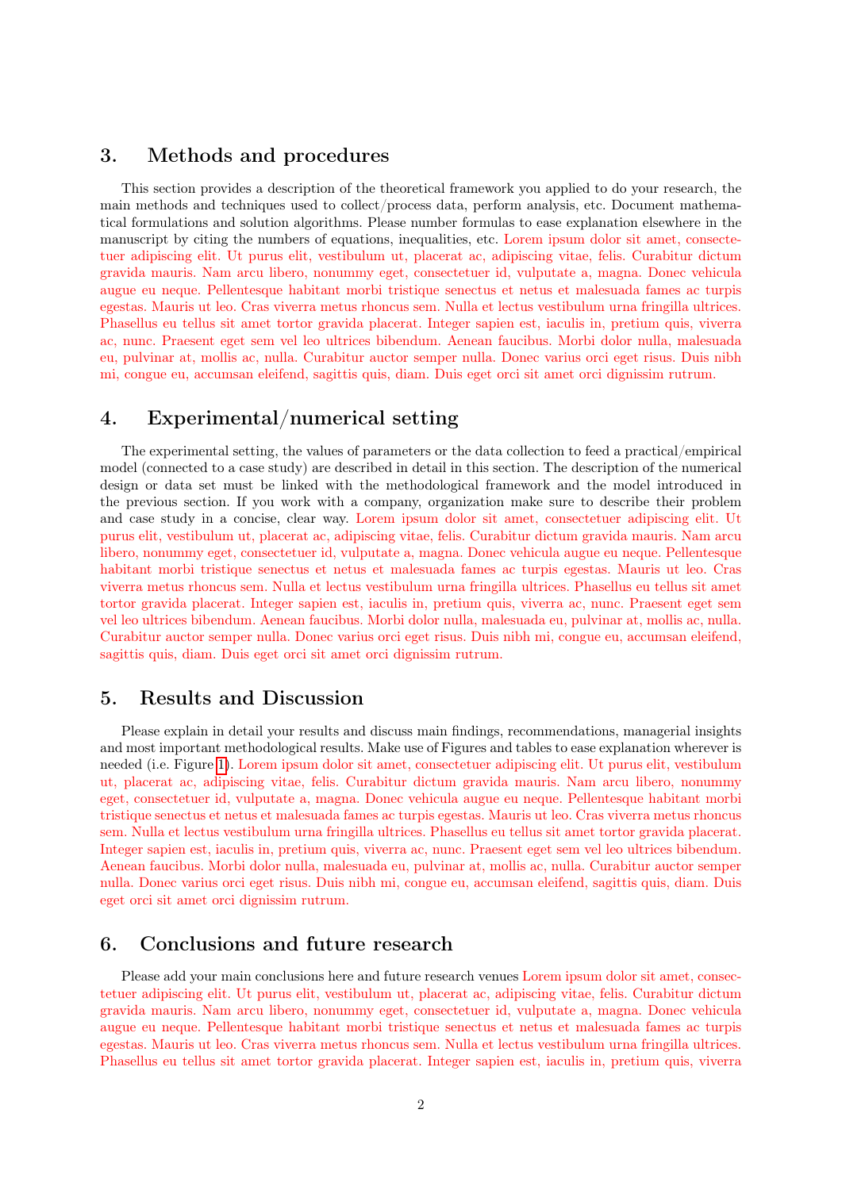## 3. Methods and procedures

This section provides a description of the theoretical framework you applied to do your research, the main methods and techniques used to collect/process data, perform analysis, etc. Document mathematical formulations and solution algorithms. Please number formulas to ease explanation elsewhere in the manuscript by citing the numbers of equations, inequalities, etc. Lorem ipsum dolor sit amet, consectetuer adipiscing elit. Ut purus elit, vestibulum ut, placerat ac, adipiscing vitae, felis. Curabitur dictum gravida mauris. Nam arcu libero, nonummy eget, consectetuer id, vulputate a, magna. Donec vehicula augue eu neque. Pellentesque habitant morbi tristique senectus et netus et malesuada fames ac turpis egestas. Mauris ut leo. Cras viverra metus rhoncus sem. Nulla et lectus vestibulum urna fringilla ultrices. Phasellus eu tellus sit amet tortor gravida placerat. Integer sapien est, iaculis in, pretium quis, viverra ac, nunc. Praesent eget sem vel leo ultrices bibendum. Aenean faucibus. Morbi dolor nulla, malesuada eu, pulvinar at, mollis ac, nulla. Curabitur auctor semper nulla. Donec varius orci eget risus. Duis nibh mi, congue eu, accumsan eleifend, sagittis quis, diam. Duis eget orci sit amet orci dignissim rutrum.

## 4. Experimental/numerical setting

The experimental setting, the values of parameters or the data collection to feed a practical/empirical model (connected to a case study) are described in detail in this section. The description of the numerical design or data set must be linked with the methodological framework and the model introduced in the previous section. If you work with a company, organization make sure to describe their problem and case study in a concise, clear way. Lorem ipsum dolor sit amet, consectetuer adipiscing elit. Ut purus elit, vestibulum ut, placerat ac, adipiscing vitae, felis. Curabitur dictum gravida mauris. Nam arcu libero, nonummy eget, consectetuer id, vulputate a, magna. Donec vehicula augue eu neque. Pellentesque habitant morbi tristique senectus et netus et malesuada fames ac turpis egestas. Mauris ut leo. Cras viverra metus rhoncus sem. Nulla et lectus vestibulum urna fringilla ultrices. Phasellus eu tellus sit amet tortor gravida placerat. Integer sapien est, iaculis in, pretium quis, viverra ac, nunc. Praesent eget sem vel leo ultrices bibendum. Aenean faucibus. Morbi dolor nulla, malesuada eu, pulvinar at, mollis ac, nulla. Curabitur auctor semper nulla. Donec varius orci eget risus. Duis nibh mi, congue eu, accumsan eleifend, sagittis quis, diam. Duis eget orci sit amet orci dignissim rutrum.

## 5. Results and Discussion

Please explain in detail your results and discuss main findings, recommendations, managerial insights and most important methodological results. Make use of Figures and tables to ease explanation wherever is needed (i.e. Figure 1). Lorem ipsum dolor sit amet, consectetuer adipiscing elit. Ut purus elit, vestibulum ut, placerat ac, adipiscing vitae, felis. Curabitur dictum gravida mauris. Nam arcu libero, nonummy eget, consectetuer id, vulputate a, magna. Donec vehicula augue eu neque. Pellentesque habitant morbi tristique senectus et netus et malesuada fames ac turpis egestas. Mauris ut leo. Cras viverra metus rhoncus sem. Nulla et lectus vestibulum urna fringilla ultrices. Phasellus eu tellus sit amet tortor gravida placerat. Integer sapien est, iaculis in, pretium quis, viverra ac, nunc. Praesent eget sem vel leo ultrices bibendum. Aenean faucibus. Morbi dolor nulla, malesuada eu, pulvinar at, mollis ac, nulla. Curabitur auctor semper nulla. Donec varius orci eget risus. Duis nibh mi, congue eu, accumsan eleifend, sagittis quis, diam. Duis eget orci sit amet orci dignissim rutrum.

## 6. Conclusions and future research

Please add your main conclusions here and future research venues Lorem ipsum dolor sit amet, consectetuer adipiscing elit. Ut purus elit, vestibulum ut, placerat ac, adipiscing vitae, felis. Curabitur dictum gravida mauris. Nam arcu libero, nonummy eget, consectetuer id, vulputate a, magna. Donec vehicula augue eu neque. Pellentesque habitant morbi tristique senectus et netus et malesuada fames ac turpis egestas. Mauris ut leo. Cras viverra metus rhoncus sem. Nulla et lectus vestibulum urna fringilla ultrices. Phasellus eu tellus sit amet tortor gravida placerat. Integer sapien est, iaculis in, pretium quis, viverra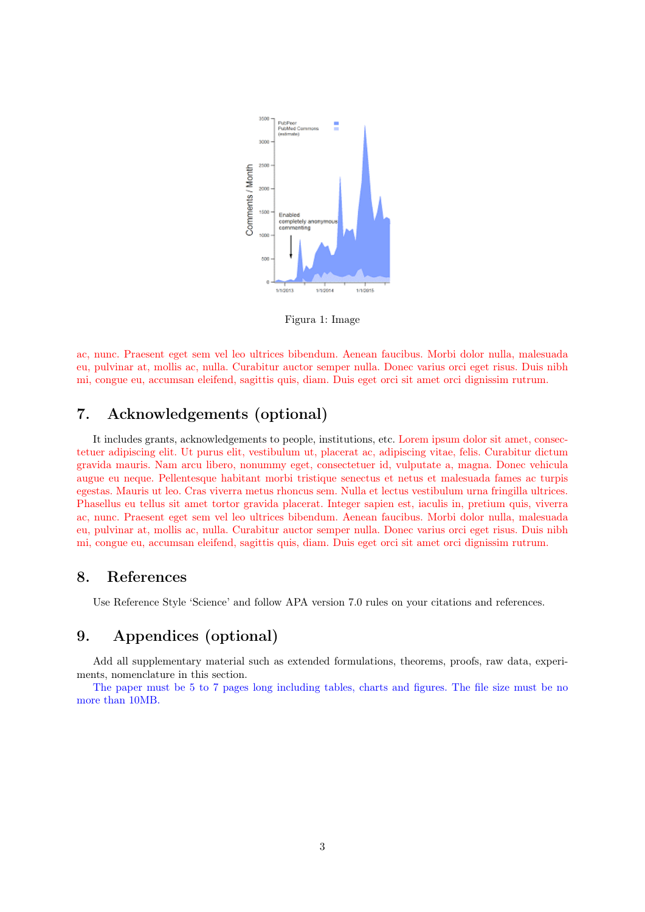3500
3000
2500
2000
1500
1000
500
0

Comments / Month

PubPeer
PubMed Commons (estimate)

Enabled completely anonymous commenting

1/1/2013
1/1/2014
1/1/2015

Figura 1: Image

ac, nunc. Praesent eget sem vel leo ultrices bibendum. Aenean faucibus. Morbi dolor nulla, malesuada eu, pulvinar at, mollis ac, nulla. Curabitur auctor semper nulla. Donec varius orci eget risus. Duis nibh mi, congue eu, accumsan eleifend, sagittis quis, diam. Duis eget orci sit amet orci dignissim rutrum.

## 7. Acknowledgements (optional)

It includes grants, acknowledgements to people, institutions, etc. Lorem ipsum dolor sit amet, consectetuer adipiscing elit. Ut purus elit, vestibulum ut, placerat ac, adipiscing vitae, felis. Curabitur dictum gravida mauris. Nam arcu libero, nonummy eget, consectetuer id, vulputate a, magna. Donec vehicula augue eu neque. Pellentesque habitant morbi tristique senectus et netus et malesuada fames ac turpis egestas. Mauris ut leo. Cras viverra metus rhoncus sem. Nulla et lectus vestibulum urna fringilla ultrices. Phasellus eu tellus sit amet tortor gravida placerat. Integer sapien est, iaculis in, pretium quis, viverra ac, nunc. Praesent eget sem vel leo ultrices bibendum. Aenean faucibus. Morbi dolor nulla, malesuada eu, pulvinar at, mollis ac, nulla. Curabitur auctor semper nulla. Donec varius orci eget risus. Duis nibh mi, congue eu, accumsan eleifend, sagittis quis, diam. Duis eget orci sit amet orci dignissim rutrum.

## 8. References

Use Reference Style 'Science' and follow APA version 7.0 rules on your citations and references.

## 9. Appendices (optional)

Add all supplementary material such as extended formulations, theorems, proofs, raw data, experiments, nomenclature in this section.

The paper must be 5 to 7 pages long including tables, charts and figures. The file size must be no more than 10MB.